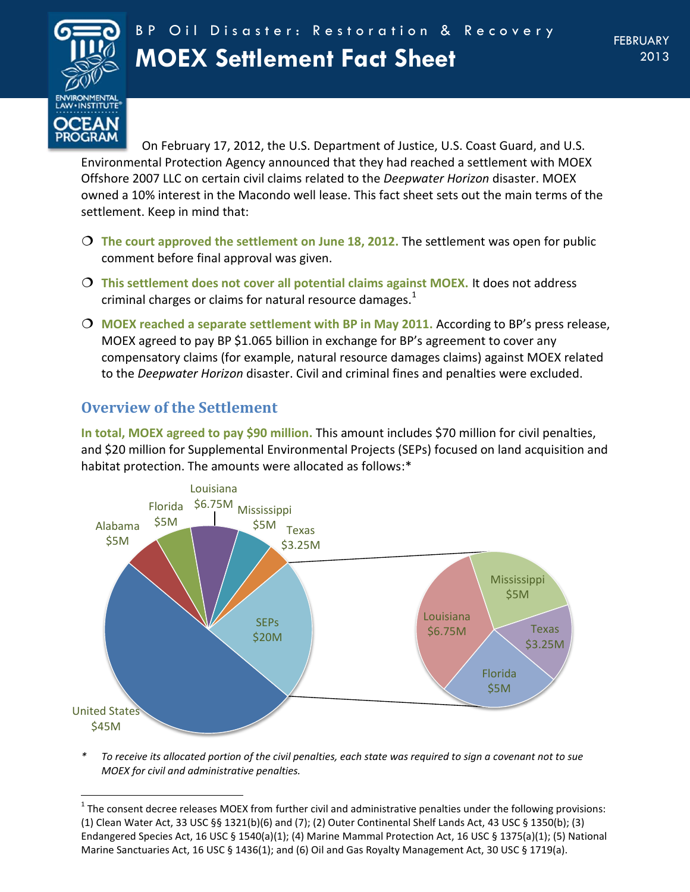BP Oil Disaster: Restoration & Recovery

# MOEX Settlement Fact Sheet

FEBRUARY 2013

On February 17, 2012, the U.S. Department of Justice, U.S. Coast Guard, and U.S. Environmental Protection Agency announced that they had reached a settlement with MOEX Offshore 2007 LLC on certain civil claims related to the *Deepwater Horizon* disaster. MOEX owned a 10% interest in the Macondo well lease. This fact sheet sets out the main terms of the settlement. Keep in mind that:

- **The court approved the settlement on June 18, 2012.** The settlement was open for public comment before final approval was given.
- **This settlement does not cover all potential claims against MOEX.** It does not address criminal charges or claims for natural resource damages.[1]
- **MOEX reached a separate settlement with BP in May 2011.** According to BP's press release, MOEX agreed to pay BP $1.065 billion in exchange for BP's agreement to cover any compensatory claims (for example, natural resource damages claims) against MOEX related to the *Deepwater Horizon* disaster. Civil and criminal fines and penalties were excluded.

## Overview of the Settlement

**In total, MOEX agreed to pay $90 million.** This amount includes $70 million for civil penalties, and $20 million for Supplemental Environmental Projects (SEPs) focused on land acquisition and habitat protection. The amounts were allocated as follows:*

| Recipient | Amount |
|---|---|
| United States | $45M |
| SEPs | $20M |
| Alabama | $5M |
| Florida | $5M |
| Louisiana | $6.75M |
| Mississippi | $5M |
| Texas | $3.25M |

SEPs breakdown: Mississippi $5M; Texas $3.25M; Florida $5M; Louisiana $6.75M

\* *To receive its allocated portion of the civil penalties, each state was required to sign a covenant not to sue MOEX for civil and administrative penalties.*

[1] The consent decree releases MOEX from further civil and administrative penalties under the following provisions: (1) Clean Water Act, 33 USC §§ 1321(b)(6) and (7); (2) Outer Continental Shelf Lands Act, 43 USC § 1350(b); (3) Endangered Species Act, 16 USC § 1540(a)(1); (4) Marine Mammal Protection Act, 16 USC § 1375(a)(1); (5) National Marine Sanctuaries Act, 16 USC § 1436(1); and (6) Oil and Gas Royalty Management Act, 30 USC § 1719(a).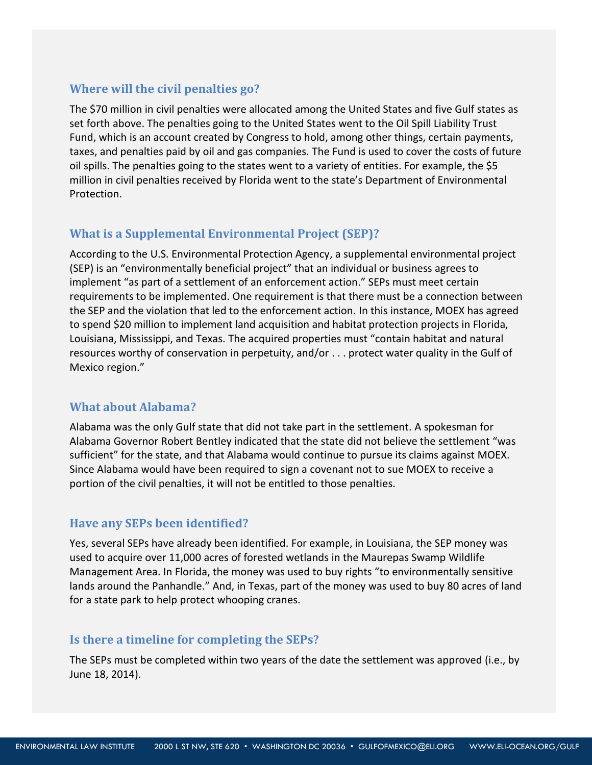### Where will the civil penalties go?

The $70 million in civil penalties were allocated among the United States and five Gulf states as set forth above. The penalties going to the United States went to the Oil Spill Liability Trust Fund, which is an account created by Congress to hold, among other things, certain payments, taxes, and penalties paid by oil and gas companies. The Fund is used to cover the costs of future oil spills. The penalties going to the states went to a variety of entities. For example, the $5 million in civil penalties received by Florida went to the state's Department of Environmental Protection.

### What is a Supplemental Environmental Project (SEP)?

According to the U.S. Environmental Protection Agency, a supplemental environmental project (SEP) is an "environmentally beneficial project" that an individual or business agrees to implement "as part of a settlement of an enforcement action." SEPs must meet certain requirements to be implemented. One requirement is that there must be a connection between the SEP and the violation that led to the enforcement action. In this instance, MOEX has agreed to spend $20 million to implement land acquisition and habitat protection projects in Florida, Louisiana, Mississippi, and Texas. The acquired properties must "contain habitat and natural resources worthy of conservation in perpetuity, and/or . . . protect water quality in the Gulf of Mexico region."

### What about Alabama?

Alabama was the only Gulf state that did not take part in the settlement. A spokesman for Alabama Governor Robert Bentley indicated that the state did not believe the settlement "was sufficient" for the state, and that Alabama would continue to pursue its claims against MOEX. Since Alabama would have been required to sign a covenant not to sue MOEX to receive a portion of the civil penalties, it will not be entitled to those penalties.

### Have any SEPs been identified?

Yes, several SEPs have already been identified. For example, in Louisiana, the SEP money was used to acquire over 11,000 acres of forested wetlands in the Maurepas Swamp Wildlife Management Area. In Florida, the money was used to buy rights "to environmentally sensitive lands around the Panhandle." And, in Texas, part of the money was used to buy 80 acres of land for a state park to help protect whooping cranes.

### Is there a timeline for completing the SEPs?

The SEPs must be completed within two years of the date the settlement was approved (i.e., by June 18, 2014).